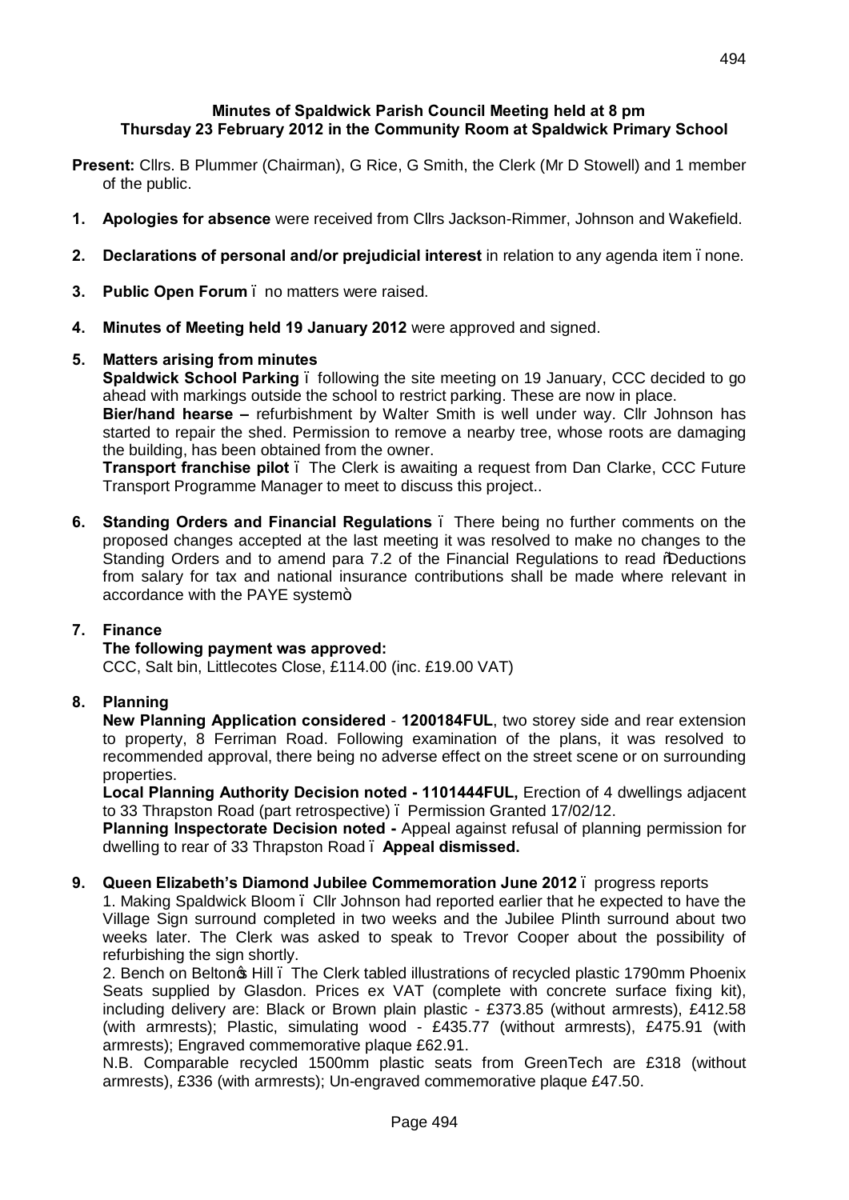**Minutes of Spaldwick Parish Council Meeting held at 8 pm**
**Thursday 23 February 2012 in the Community Room at Spaldwick Primary School**

**Present:** Cllrs. B Plummer (Chairman), G Rice, G Smith, the Clerk (Mr D Stowell) and 1 member of the public.

1. **Apologies for absence** were received from Cllrs Jackson-Rimmer, Johnson and Wakefield.

2. **Declarations of personal and/or prejudicial interest** in relation to any agenda item – none.

3. **Public Open Forum** – no matters were raised.

4. **Minutes of Meeting held 19 January 2012** were approved and signed.

5. **Matters arising from minutes**
   **Spaldwick School Parking** – following the site meeting on 19 January, CCC decided to go ahead with markings outside the school to restrict parking. These are now in place.
   **Bier/hand hearse –** refurbishment by Walter Smith is well under way. Cllr Johnson has started to repair the shed. Permission to remove a nearby tree, whose roots are damaging the building, has been obtained from the owner.
   **Transport franchise pilot** – The Clerk is awaiting a request from Dan Clarke, CCC Future Transport Programme Manager to meet to discuss this project..

6. **Standing Orders and Financial Regulations** – There being no further comments on the proposed changes accepted at the last meeting it was resolved to make no changes to the Standing Orders and to amend para 7.2 of the Financial Regulations to read "Deductions from salary for tax and national insurance contributions shall be made where relevant in accordance with the PAYE system".

7. **Finance**
   **The following payment was approved:**
   CCC, Salt bin, Littlecotes Close, £114.00 (inc. £19.00 VAT)

8. **Planning**
   **New Planning Application considered** - **1200184FUL**, two storey side and rear extension to property, 8 Ferriman Road. Following examination of the plans, it was resolved to recommended approval, there being no adverse effect on the street scene or on surrounding properties.
   **Local Planning Authority Decision noted - 1101444FUL,** Erection of 4 dwellings adjacent to 33 Thrapston Road (part retrospective) – Permission Granted 17/02/12.
   **Planning Inspectorate Decision noted -** Appeal against refusal of planning permission for dwelling to rear of 33 Thrapston Road – **Appeal dismissed.**

9. **Queen Elizabeth's Diamond Jubilee Commemoration June 2012** – progress reports
   1. Making Spaldwick Bloom – Cllr Johnson had reported earlier that he expected to have the Village Sign surround completed in two weeks and the Jubilee Plinth surround about two weeks later. The Clerk was asked to speak to Trevor Cooper about the possibility of refurbishing the sign shortly.
   2. Bench on Belton's Hill – The Clerk tabled illustrations of recycled plastic 1790mm Phoenix Seats supplied by Glasdon. Prices ex VAT (complete with concrete surface fixing kit), including delivery are: Black or Brown plain plastic - £373.85 (without armrests), £412.58 (with armrests); Plastic, simulating wood - £435.77 (without armrests), £475.91 (with armrests); Engraved commemorative plaque £62.91.
   N.B. Comparable recycled 1500mm plastic seats from GreenTech are £318 (without armrests), £336 (with armrests); Un-engraved commemorative plaque £47.50.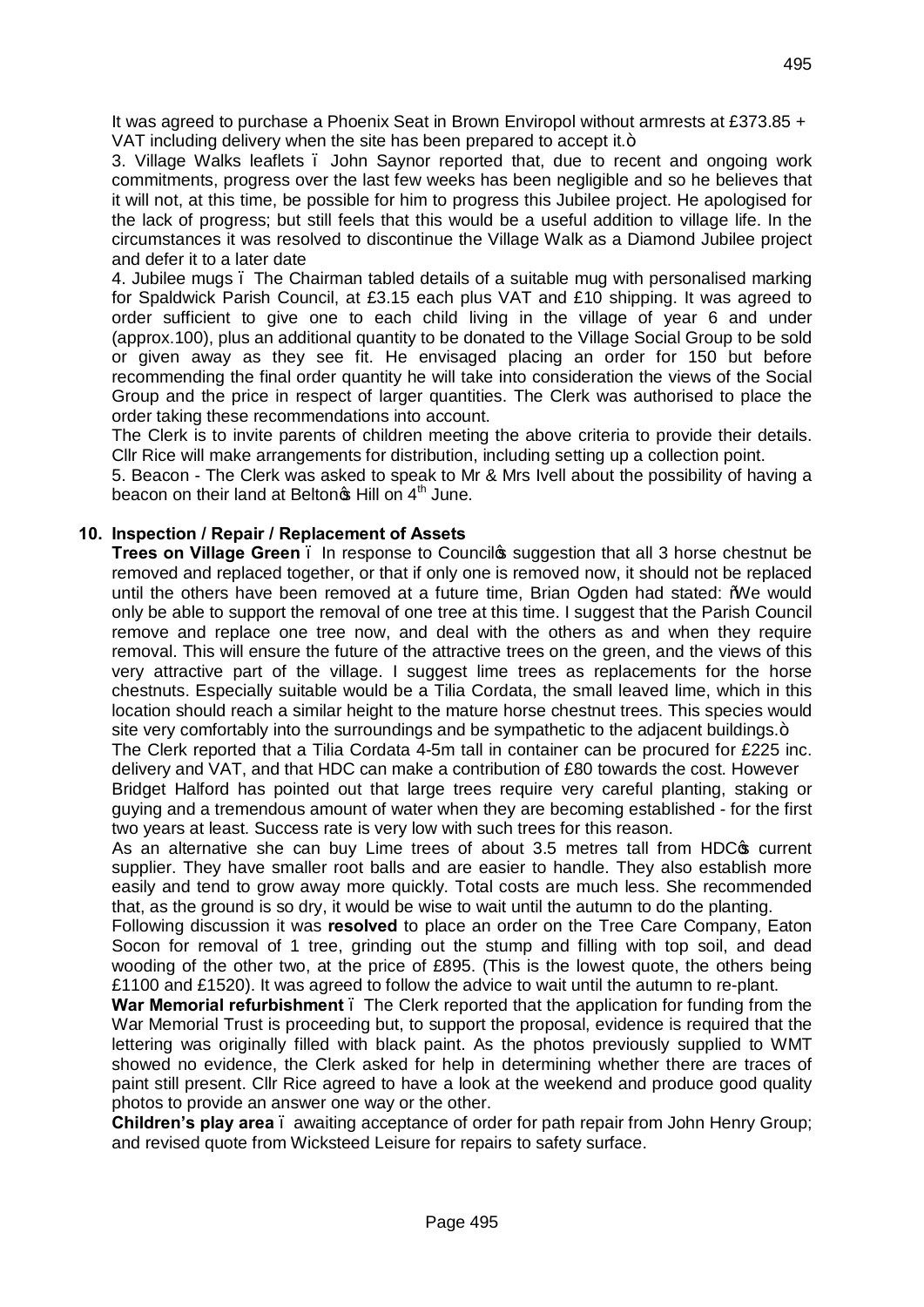It was agreed to purchase a Phoenix Seat in Brown Enviropol without armrests at £373.85 + VAT including delivery when the site has been prepared to accept it."

3. Village Walks leaflets – John Saynor reported that, due to recent and ongoing work commitments, progress over the last few weeks has been negligible and so he believes that it will not, at this time, be possible for him to progress this Jubilee project. He apologised for the lack of progress; but still feels that this would be a useful addition to village life. In the circumstances it was resolved to discontinue the Village Walk as a Diamond Jubilee project and defer it to a later date

4. Jubilee mugs – The Chairman tabled details of a suitable mug with personalised marking for Spaldwick Parish Council, at £3.15 each plus VAT and £10 shipping. It was agreed to order sufficient to give one to each child living in the village of year 6 and under (approx.100), plus an additional quantity to be donated to the Village Social Group to be sold or given away as they see fit. He envisaged placing an order for 150 but before recommending the final order quantity he will take into consideration the views of the Social Group and the price in respect of larger quantities. The Clerk was authorised to place the order taking these recommendations into account.

The Clerk is to invite parents of children meeting the above criteria to provide their details. Cllr Rice will make arrangements for distribution, including setting up a collection point.

5. Beacon - The Clerk was asked to speak to Mr & Mrs Ivell about the possibility of having a beacon on their land at Belton's Hill on 4th June.

**10. Inspection / Repair / Replacement of Assets**

**Trees on Village Green** – In response to Council's suggestion that all 3 horse chestnut be removed and replaced together, or that if only one is removed now, it should not be replaced until the others have been removed at a future time, Brian Ogden had stated: "We would only be able to support the removal of one tree at this time. I suggest that the Parish Council remove and replace one tree now, and deal with the others as and when they require removal. This will ensure the future of the attractive trees on the green, and the views of this very attractive part of the village. I suggest lime trees as replacements for the horse chestnuts. Especially suitable would be a Tilia Cordata, the small leaved lime, which in this location should reach a similar height to the mature horse chestnut trees. This species would site very comfortably into the surroundings and be sympathetic to the adjacent buildings."

The Clerk reported that a Tilia Cordata 4-5m tall in container can be procured for £225 inc. delivery and VAT, and that HDC can make a contribution of £80 towards the cost. However Bridget Halford has pointed out that large trees require very careful planting, staking or guying and a tremendous amount of water when they are becoming established - for the first two years at least. Success rate is very low with such trees for this reason.

As an alternative she can buy Lime trees of about 3.5 metres tall from HDC's current supplier. They have smaller root balls and are easier to handle. They also establish more easily and tend to grow away more quickly. Total costs are much less. She recommended that, as the ground is so dry, it would be wise to wait until the autumn to do the planting.

Following discussion it was **resolved** to place an order on the Tree Care Company, Eaton Socon for removal of 1 tree, grinding out the stump and filling with top soil, and dead wooding of the other two, at the price of £895. (This is the lowest quote, the others being £1100 and £1520). It was agreed to follow the advice to wait until the autumn to re-plant.

**War Memorial refurbishment** – The Clerk reported that the application for funding from the War Memorial Trust is proceeding but, to support the proposal, evidence is required that the lettering was originally filled with black paint. As the photos previously supplied to WMT showed no evidence, the Clerk asked for help in determining whether there are traces of paint still present. Cllr Rice agreed to have a look at the weekend and produce good quality photos to provide an answer one way or the other.

**Children's play area** – awaiting acceptance of order for path repair from John Henry Group; and revised quote from Wicksteed Leisure for repairs to safety surface.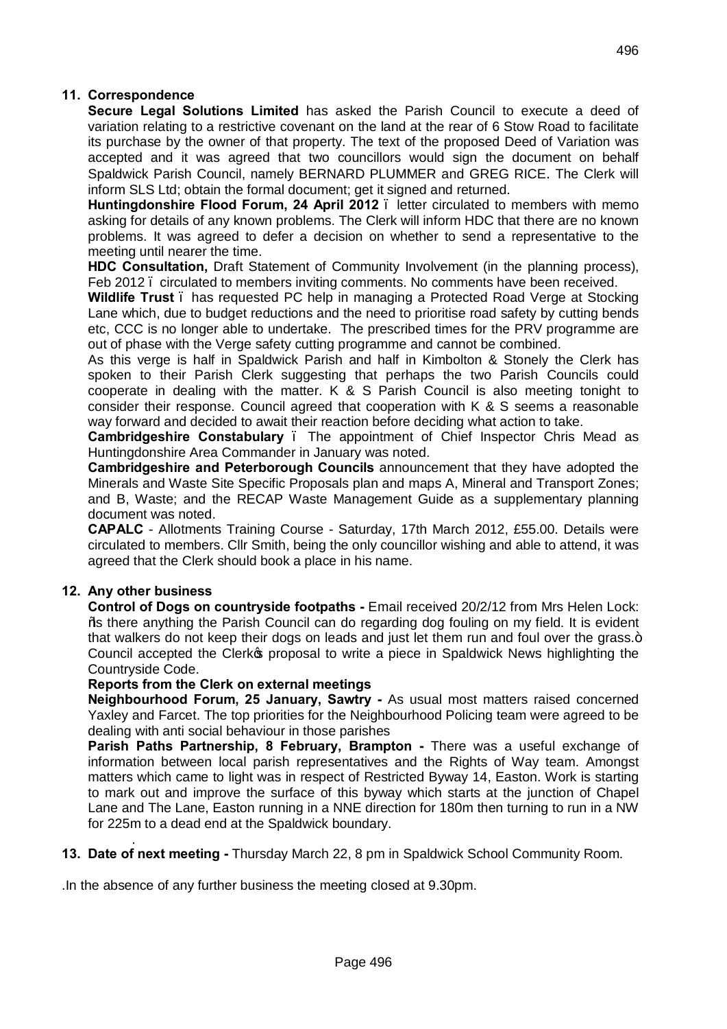## 11. Correspondence

**Secure Legal Solutions Limited** has asked the Parish Council to execute a deed of variation relating to a restrictive covenant on the land at the rear of 6 Stow Road to facilitate its purchase by the owner of that property. The text of the proposed Deed of Variation was accepted and it was agreed that two councillors would sign the document on behalf Spaldwick Parish Council, namely BERNARD PLUMMER and GREG RICE. The Clerk will inform SLS Ltd; obtain the formal document; get it signed and returned.

**Huntingdonshire Flood Forum, 24 April 2012** – letter circulated to members with memo asking for details of any known problems. The Clerk will inform HDC that there are no known problems. It was agreed to defer a decision on whether to send a representative to the meeting until nearer the time.

**HDC Consultation,** Draft Statement of Community Involvement (in the planning process), Feb 2012 – circulated to members inviting comments. No comments have been received.

**Wildlife Trust** – has requested PC help in managing a Protected Road Verge at Stocking Lane which, due to budget reductions and the need to prioritise road safety by cutting bends etc, CCC is no longer able to undertake. The prescribed times for the PRV programme are out of phase with the Verge safety cutting programme and cannot be combined.

As this verge is half in Spaldwick Parish and half in Kimbolton & Stonely the Clerk has spoken to their Parish Clerk suggesting that perhaps the two Parish Councils could cooperate in dealing with the matter. K & S Parish Council is also meeting tonight to consider their response. Council agreed that cooperation with K & S seems a reasonable way forward and decided to await their reaction before deciding what action to take.

**Cambridgeshire Constabulary** – The appointment of Chief Inspector Chris Mead as Huntingdonshire Area Commander in January was noted.

**Cambridgeshire and Peterborough Councils** announcement that they have adopted the Minerals and Waste Site Specific Proposals plan and maps A, Mineral and Transport Zones; and B, Waste; and the RECAP Waste Management Guide as a supplementary planning document was noted.

**CAPALC** - Allotments Training Course - Saturday, 17th March 2012, £55.00. Details were circulated to members. Cllr Smith, being the only councillor wishing and able to attend, it was agreed that the Clerk should book a place in his name.

## 12. Any other business

**Control of Dogs on countryside footpaths -** Email received 20/2/12 from Mrs Helen Lock: "Is there anything the Parish Council can do regarding dog fouling on my field. It is evident that walkers do not keep their dogs on leads and just let them run and foul over the grass." Council accepted the Clerk's proposal to write a piece in Spaldwick News highlighting the Countryside Code.

**Reports from the Clerk on external meetings**

**Neighbourhood Forum, 25 January, Sawtry -** As usual most matters raised concerned Yaxley and Farcet. The top priorities for the Neighbourhood Policing team were agreed to be dealing with anti social behaviour in those parishes

**Parish Paths Partnership, 8 February, Brampton -** There was a useful exchange of information between local parish representatives and the Rights of Way team. Amongst matters which came to light was in respect of Restricted Byway 14, Easton. Work is starting to mark out and improve the surface of this byway which starts at the junction of Chapel Lane and The Lane, Easton running in a NNE direction for 180m then turning to run in a NW for 225m to a dead end at the Spaldwick boundary.

## 13. Date of next meeting - Thursday March 22, 8 pm in Spaldwick School Community Room.

.In the absence of any further business the meeting closed at 9.30pm.